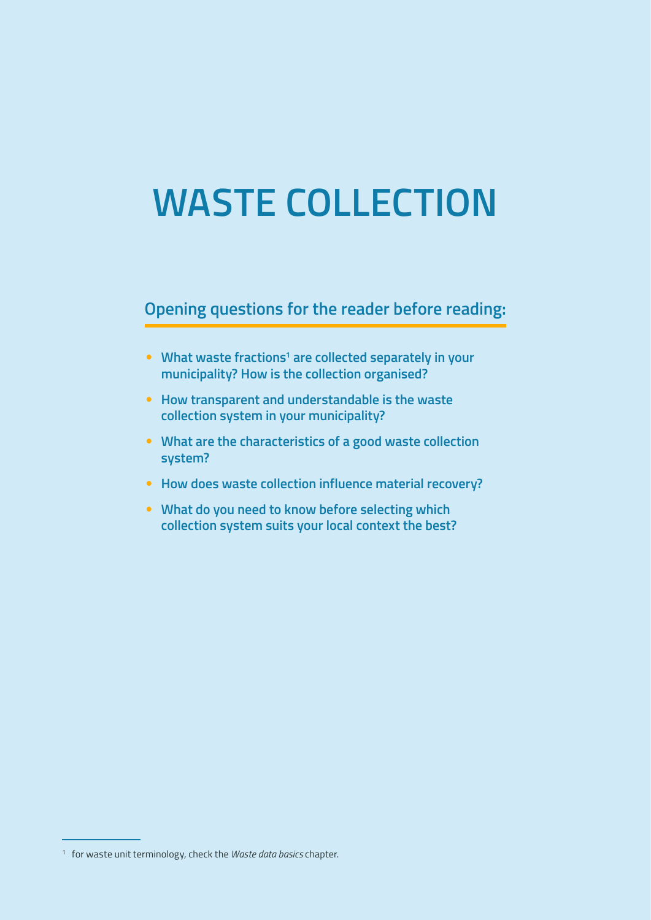# WASTE COLLECTION

## Opening questions for the reader before reading:

- What waste fractions[1] are collected separately in your municipality? How is the collection organised?
- How transparent and understandable is the waste collection system in your municipality?
- What are the characteristics of a good waste collection system?
- How does waste collection influence material recovery?
- What do you need to know before selecting which collection system suits your local context the best?

[1] for waste unit terminology, check the *Waste data basics* chapter.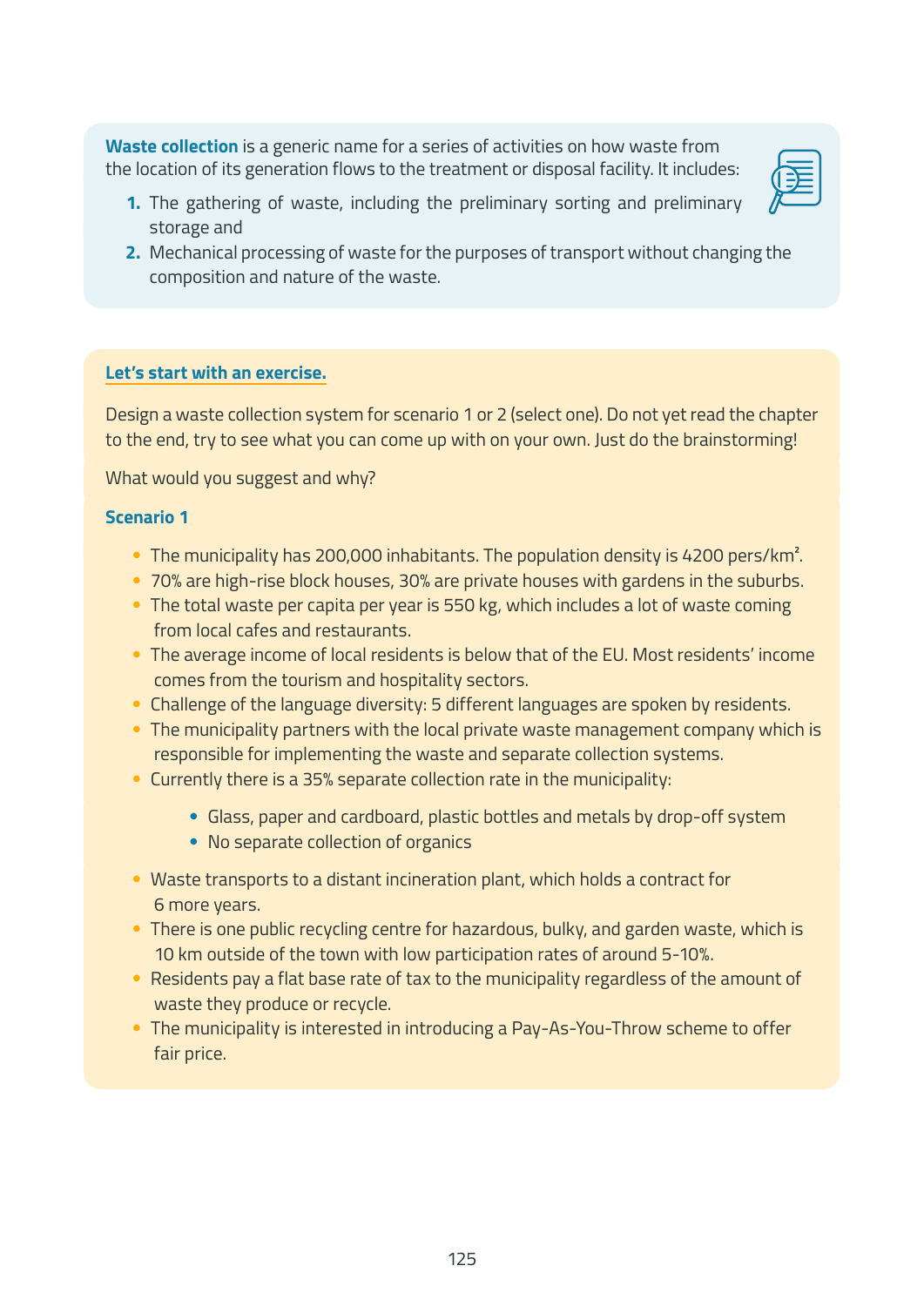**Waste collection** is a generic name for a series of activities on how waste from the location of its generation flows to the treatment or disposal facility. It includes:

1. The gathering of waste, including the preliminary sorting and preliminary storage and
2. Mechanical processing of waste for the purposes of transport without changing the composition and nature of the waste.

**Let's start with an exercise.**

Design a waste collection system for scenario 1 or 2 (select one). Do not yet read the chapter to the end, try to see what you can come up with on your own. Just do the brainstorming!

What would you suggest and why?

**Scenario 1**

- The municipality has 200,000 inhabitants. The population density is 4200 pers/km$^2$.
- 70% are high-rise block houses, 30% are private houses with gardens in the suburbs.
- The total waste per capita per year is 550 kg, which includes a lot of waste coming from local cafes and restaurants.
- The average income of local residents is below that of the EU. Most residents' income comes from the tourism and hospitality sectors.
- Challenge of the language diversity: 5 different languages are spoken by residents.
- The municipality partners with the local private waste management company which is responsible for implementing the waste and separate collection systems.
- Currently there is a 35% separate collection rate in the municipality:
  - Glass, paper and cardboard, plastic bottles and metals by drop-off system
  - No separate collection of organics
- Waste transports to a distant incineration plant, which holds a contract for 6 more years.
- There is one public recycling centre for hazardous, bulky, and garden waste, which is 10 km outside of the town with low participation rates of around 5-10%.
- Residents pay a flat base rate of tax to the municipality regardless of the amount of waste they produce or recycle.
- The municipality is interested in introducing a Pay-As-You-Throw scheme to offer fair price.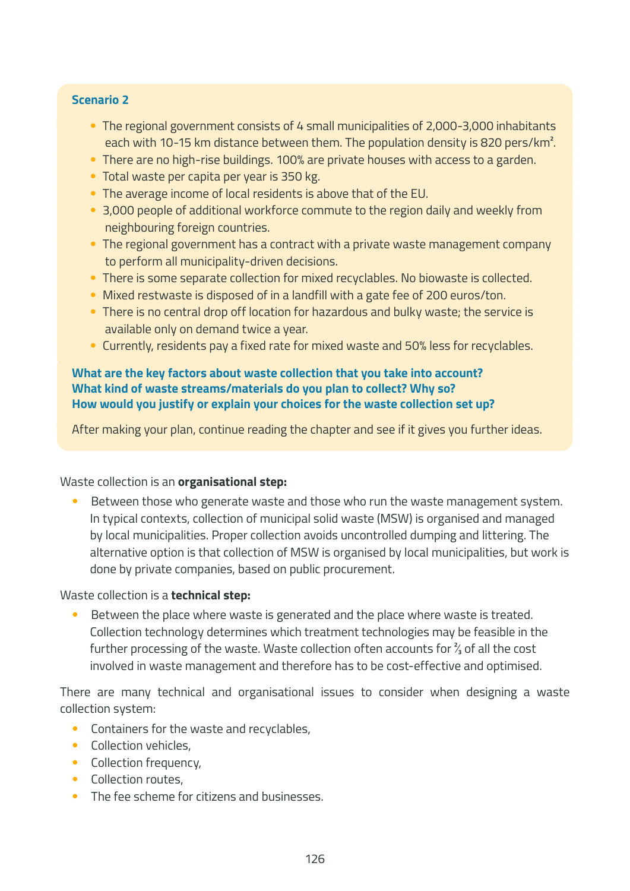**Scenario 2**

- The regional government consists of 4 small municipalities of 2,000-3,000 inhabitants each with 10-15 km distance between them. The population density is 820 pers/km².
- There are no high-rise buildings. 100% are private houses with access to a garden.
- Total waste per capita per year is 350 kg.
- The average income of local residents is above that of the EU.
- 3,000 people of additional workforce commute to the region daily and weekly from neighbouring foreign countries.
- The regional government has a contract with a private waste management company to perform all municipality-driven decisions.
- There is some separate collection for mixed recyclables. No biowaste is collected.
- Mixed restwaste is disposed of in a landfill with a gate fee of 200 euros/ton.
- There is no central drop off location for hazardous and bulky waste; the service is available only on demand twice a year.
- Currently, residents pay a fixed rate for mixed waste and 50% less for recyclables.

**What are the key factors about waste collection that you take into account?**
**What kind of waste streams/materials do you plan to collect? Why so?**
**How would you justify or explain your choices for the waste collection set up?**

After making your plan, continue reading the chapter and see if it gives you further ideas.

Waste collection is an **organisational step:**

- Between those who generate waste and those who run the waste management system. In typical contexts, collection of municipal solid waste (MSW) is organised and managed by local municipalities. Proper collection avoids uncontrolled dumping and littering. The alternative option is that collection of MSW is organised by local municipalities, but work is done by private companies, based on public procurement.

Waste collection is a **technical step:**

- Between the place where waste is generated and the place where waste is treated. Collection technology determines which treatment technologies may be feasible in the further processing of the waste. Waste collection often accounts for ⅔ of all the cost involved in waste management and therefore has to be cost-effective and optimised.

There are many technical and organisational issues to consider when designing a waste collection system:

- Containers for the waste and recyclables,
- Collection vehicles,
- Collection frequency,
- Collection routes,
- The fee scheme for citizens and businesses.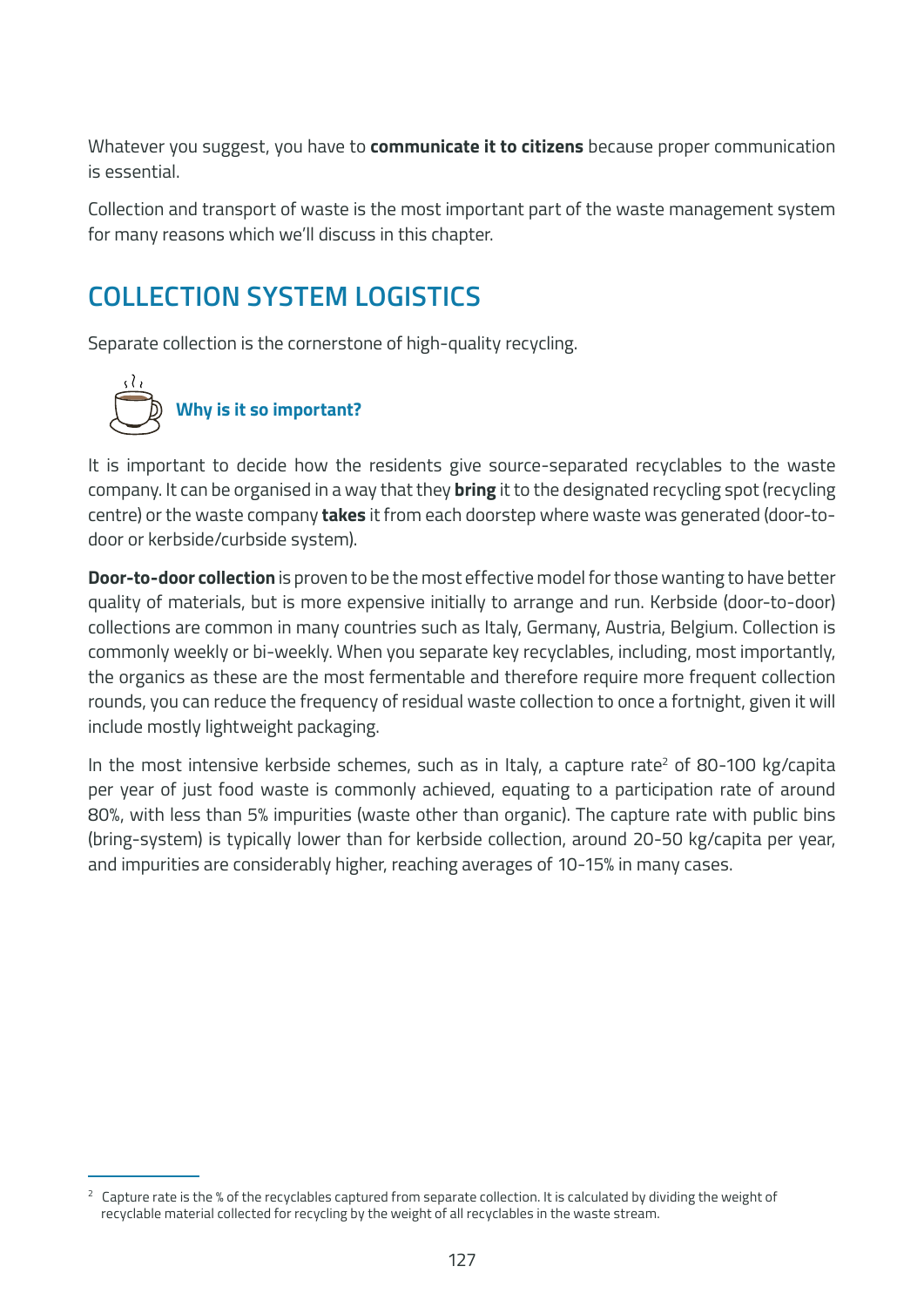Whatever you suggest, you have to **communicate it to citizens** because proper communication is essential.

Collection and transport of waste is the most important part of the waste management system for many reasons which we'll discuss in this chapter.

## COLLECTION SYSTEM LOGISTICS

Separate collection is the cornerstone of high-quality recycling.

### Why is it so important?

It is important to decide how the residents give source-separated recyclables to the waste company. It can be organised in a way that they **bring** it to the designated recycling spot (recycling centre) or the waste company **takes** it from each doorstep where waste was generated (door-to-door or kerbside/curbside system).

**Door-to-door collection** is proven to be the most effective model for those wanting to have better quality of materials, but is more expensive initially to arrange and run. Kerbside (door-to-door) collections are common in many countries such as Italy, Germany, Austria, Belgium. Collection is commonly weekly or bi-weekly. When you separate key recyclables, including, most importantly, the organics as these are the most fermentable and therefore require more frequent collection rounds, you can reduce the frequency of residual waste collection to once a fortnight, given it will include mostly lightweight packaging.

In the most intensive kerbside schemes, such as in Italy, a capture rate[2] of 80-100 kg/capita per year of just food waste is commonly achieved, equating to a participation rate of around 80%, with less than 5% impurities (waste other than organic). The capture rate with public bins (bring-system) is typically lower than for kerbside collection, around 20-50 kg/capita per year, and impurities are considerably higher, reaching averages of 10-15% in many cases.

[2] Capture rate is the % of the recyclables captured from separate collection. It is calculated by dividing the weight of recyclable material collected for recycling by the weight of all recyclables in the waste stream.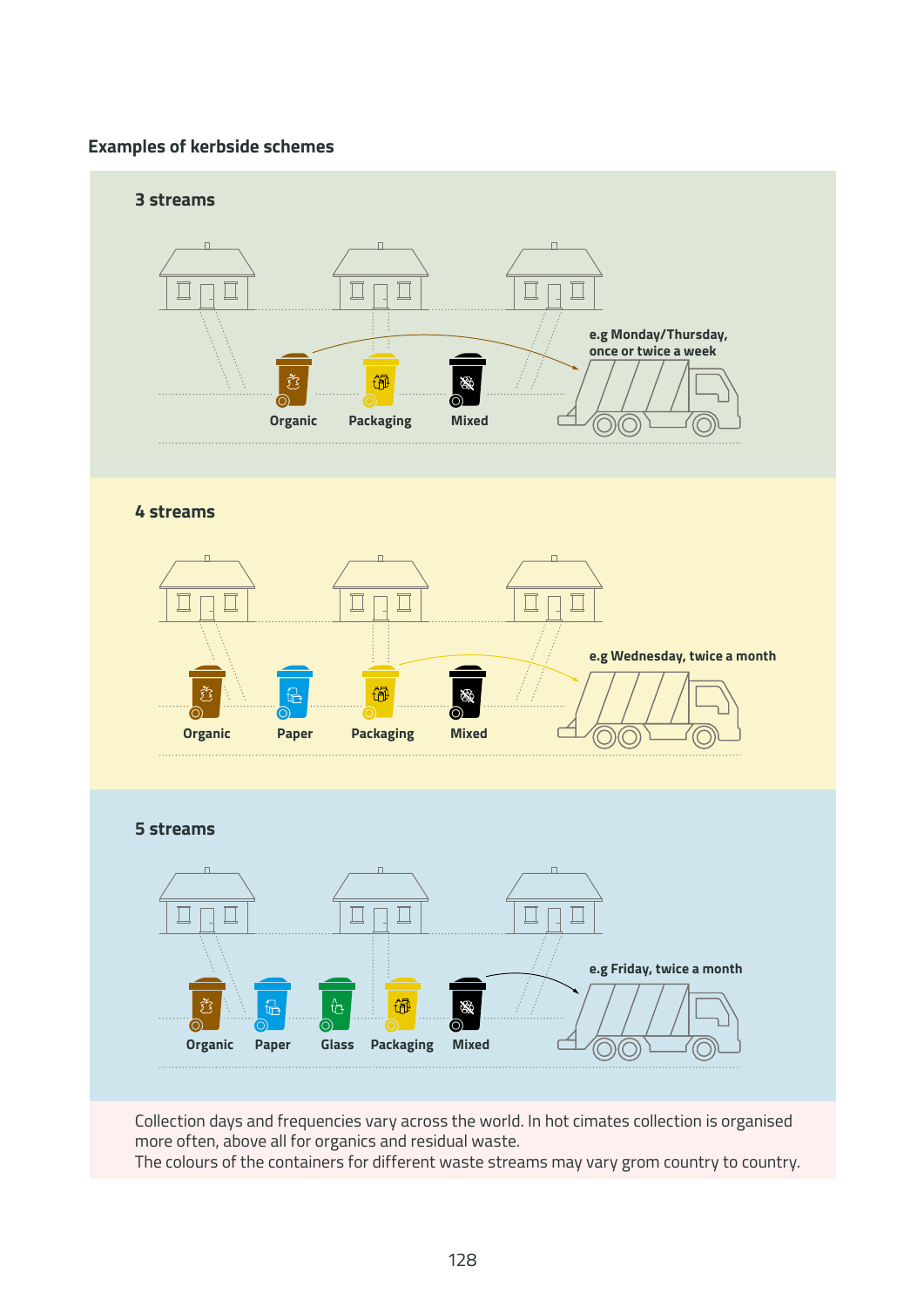### Examples of kerbside schemes

**3 streams**

Organic | Packaging | Mixed

e.g Monday/Thursday, once or twice a week

**4 streams**

Organic | Paper | Packaging | Mixed

e.g Wednesday, twice a month

**5 streams**

Organic | Paper | Glass | Packaging | Mixed

e.g Friday, twice a month

Collection days and frequencies vary across the world. In hot cimates collection is organised more often, above all for organics and residual waste.
The colours of the containers for different waste streams may vary grom country to country.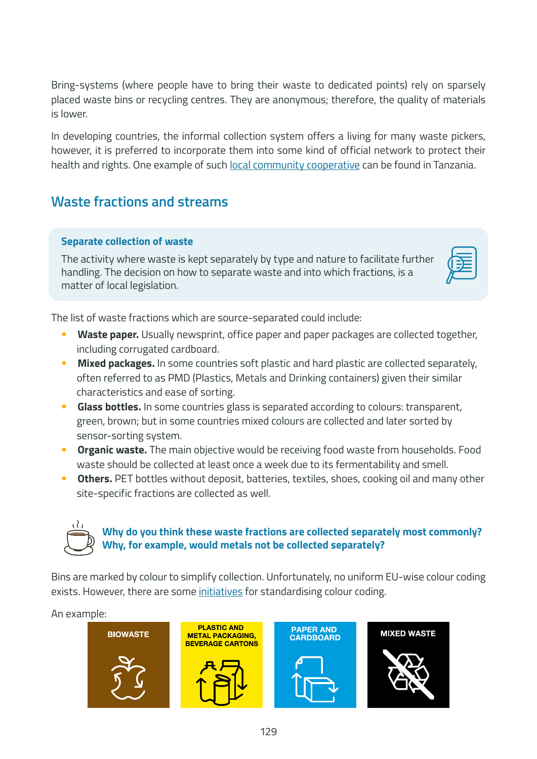Bring-systems (where people have to bring their waste to dedicated points) rely on sparsely placed waste bins or recycling centres. They are anonymous; therefore, the quality of materials is lower.

In developing countries, the informal collection system offers a living for many waste pickers, however, it is preferred to incorporate them into some kind of official network to protect their health and rights. One example of such local community cooperative can be found in Tanzania.

## Waste fractions and streams

**Separate collection of waste**

The activity where waste is kept separately by type and nature to facilitate further handling. The decision on how to separate waste and into which fractions, is a matter of local legislation.

The list of waste fractions which are source-separated could include:

- **Waste paper.** Usually newsprint, office paper and paper packages are collected together, including corrugated cardboard.
- **Mixed packages.** In some countries soft plastic and hard plastic are collected separately, often referred to as PMD (Plastics, Metals and Drinking containers) given their similar characteristics and ease of sorting.
- **Glass bottles.** In some countries glass is separated according to colours: transparent, green, brown; but in some countries mixed colours are collected and later sorted by sensor-sorting system.
- **Organic waste.** The main objective would be receiving food waste from households. Food waste should be collected at least once a week due to its fermentability and smell.
- **Others.** PET bottles without deposit, batteries, textiles, shoes, cooking oil and many other site-specific fractions are collected as well.

**Why do you think these waste fractions are collected separately most commonly? Why, for example, would metals not be collected separately?**

Bins are marked by colour to simplify collection. Unfortunately, no uniform EU-wise colour coding exists. However, there are some initiatives for standardising colour coding.

An example:

BIOWASTE | PLASTIC AND METAL PACKAGING, BEVERAGE CARTONS | PAPER AND CARDBOARD | MIXED WASTE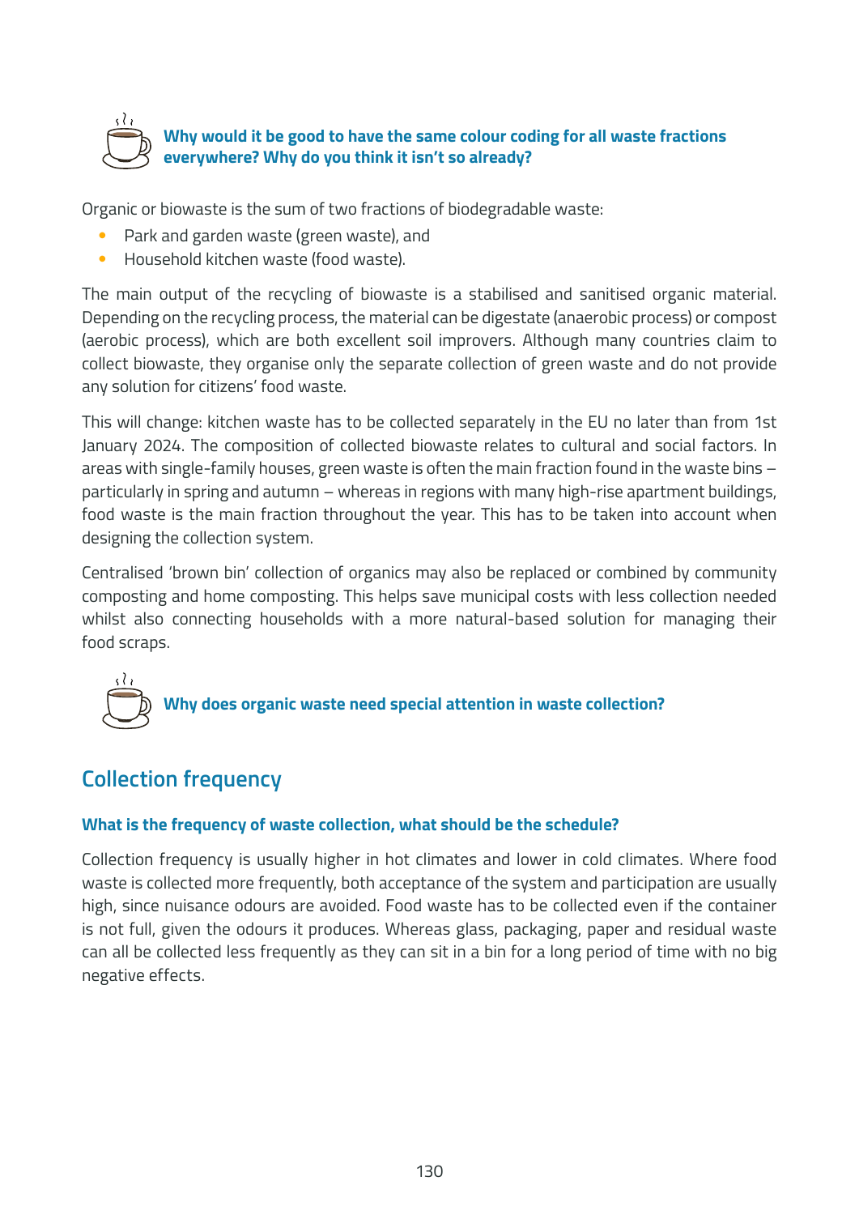**Why would it be good to have the same colour coding for all waste fractions everywhere? Why do you think it isn't so already?**

Organic or biowaste is the sum of two fractions of biodegradable waste:

- Park and garden waste (green waste), and
- Household kitchen waste (food waste).

The main output of the recycling of biowaste is a stabilised and sanitised organic material. Depending on the recycling process, the material can be digestate (anaerobic process) or compost (aerobic process), which are both excellent soil improvers. Although many countries claim to collect biowaste, they organise only the separate collection of green waste and do not provide any solution for citizens' food waste.

This will change: kitchen waste has to be collected separately in the EU no later than from 1st January 2024. The composition of collected biowaste relates to cultural and social factors. In areas with single-family houses, green waste is often the main fraction found in the waste bins – particularly in spring and autumn – whereas in regions with many high-rise apartment buildings, food waste is the main fraction throughout the year. This has to be taken into account when designing the collection system.

Centralised 'brown bin' collection of organics may also be replaced or combined by community composting and home composting. This helps save municipal costs with less collection needed whilst also connecting households with a more natural-based solution for managing their food scraps.

**Why does organic waste need special attention in waste collection?**

## Collection frequency

### What is the frequency of waste collection, what should be the schedule?

Collection frequency is usually higher in hot climates and lower in cold climates. Where food waste is collected more frequently, both acceptance of the system and participation are usually high, since nuisance odours are avoided. Food waste has to be collected even if the container is not full, given the odours it produces. Whereas glass, packaging, paper and residual waste can all be collected less frequently as they can sit in a bin for a long period of time with no big negative effects.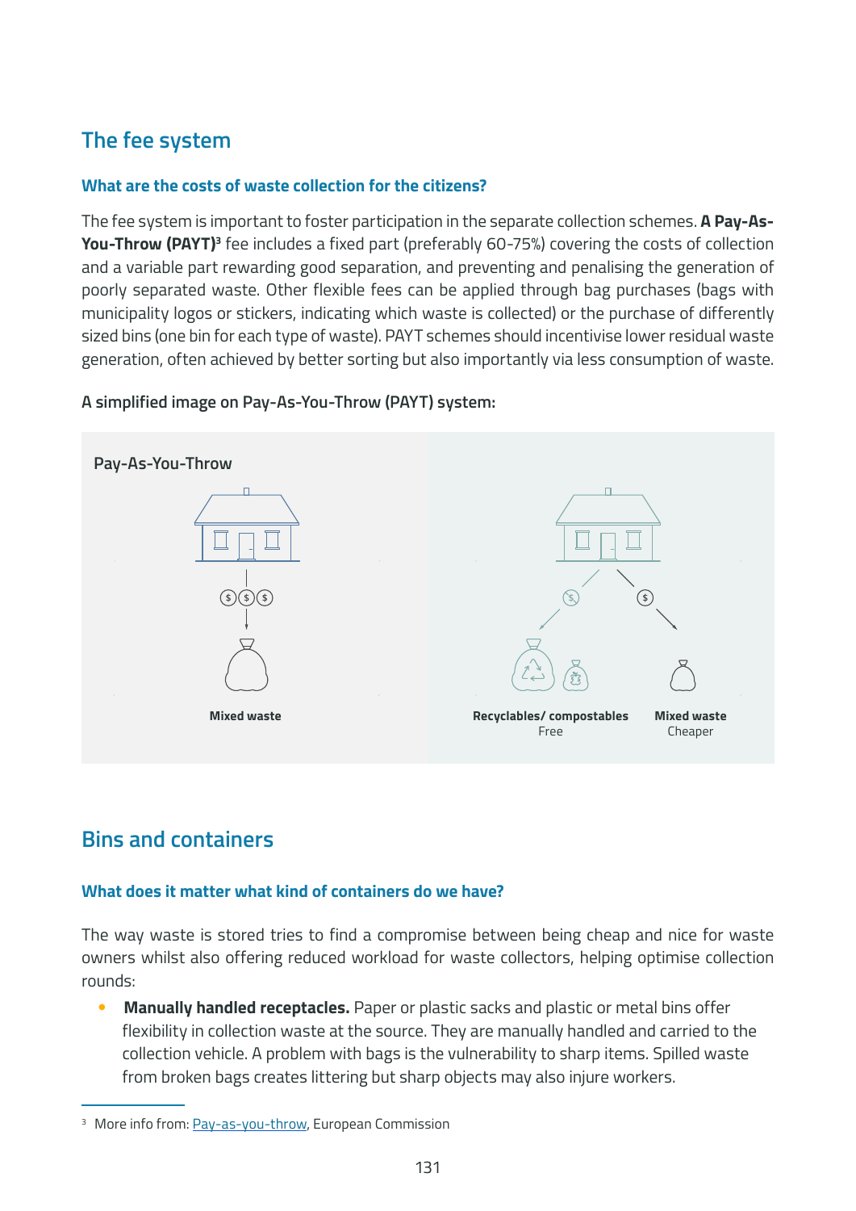## The fee system

### What are the costs of waste collection for the citizens?

The fee system is important to foster participation in the separate collection schemes. **A Pay-As-You-Throw (PAYT)**[3] fee includes a fixed part (preferably 60-75%) covering the costs of collection and a variable part rewarding good separation, and preventing and penalising the generation of poorly separated waste. Other flexible fees can be applied through bag purchases (bags with municipality logos or stickers, indicating which waste is collected) or the purchase of differently sized bins (one bin for each type of waste). PAYT schemes should incentivise lower residual waste generation, often achieved by better sorting but also importantly via less consumption of waste.

A simplified image on Pay-As-You-Throw (PAYT) system:

Pay-As-You-Throw

Mixed waste

**Recyclables/ compostables**
Free

**Mixed waste**
Cheaper

## Bins and containers

### What does it matter what kind of containers do we have?

The way waste is stored tries to find a compromise between being cheap and nice for waste owners whilst also offering reduced workload for waste collectors, helping optimise collection rounds:

- **Manually handled receptacles.** Paper or plastic sacks and plastic or metal bins offer flexibility in collection waste at the source. They are manually handled and carried to the collection vehicle. A problem with bags is the vulnerability to sharp items. Spilled waste from broken bags creates littering but sharp objects may also injure workers.

[3] More info from: Pay-as-you-throw, European Commission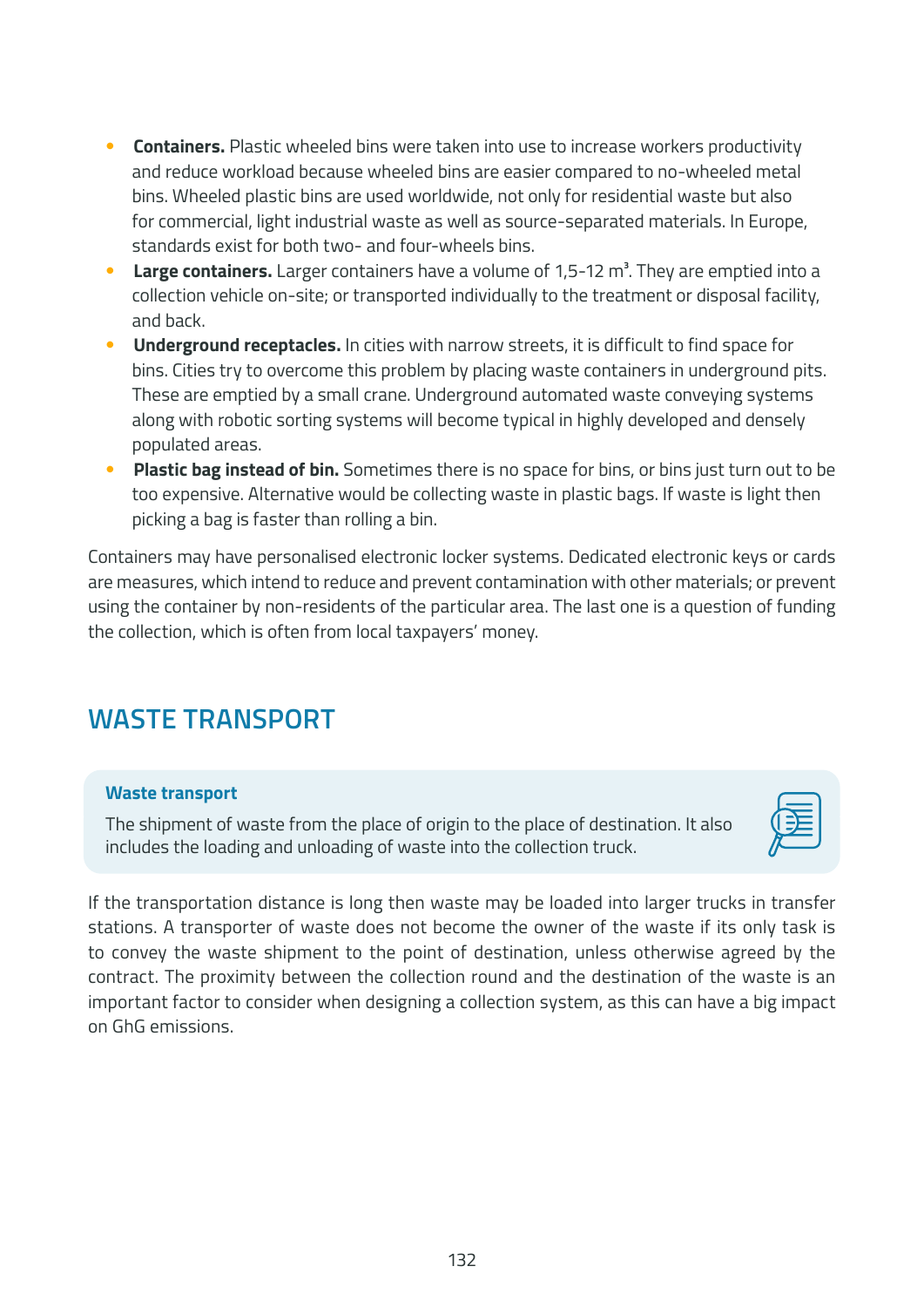- **Containers.** Plastic wheeled bins were taken into use to increase workers productivity and reduce workload because wheeled bins are easier compared to no-wheeled metal bins. Wheeled plastic bins are used worldwide, not only for residential waste but also for commercial, light industrial waste as well as source-separated materials. In Europe, standards exist for both two- and four-wheels bins.
- **Large containers.** Larger containers have a volume of 1,5-12 $m^3$. They are emptied into a collection vehicle on-site; or transported individually to the treatment or disposal facility, and back.
- **Underground receptacles.** In cities with narrow streets, it is difficult to find space for bins. Cities try to overcome this problem by placing waste containers in underground pits. These are emptied by a small crane. Underground automated waste conveying systems along with robotic sorting systems will become typical in highly developed and densely populated areas.
- **Plastic bag instead of bin.** Sometimes there is no space for bins, or bins just turn out to be too expensive. Alternative would be collecting waste in plastic bags. If waste is light then picking a bag is faster than rolling a bin.

Containers may have personalised electronic locker systems. Dedicated electronic keys or cards are measures, which intend to reduce and prevent contamination with other materials; or prevent using the container by non-residents of the particular area. The last one is a question of funding the collection, which is often from local taxpayers' money.

## WASTE TRANSPORT

**Waste transport**

The shipment of waste from the place of origin to the place of destination. It also includes the loading and unloading of waste into the collection truck.

If the transportation distance is long then waste may be loaded into larger trucks in transfer stations. A transporter of waste does not become the owner of the waste if its only task is to convey the waste shipment to the point of destination, unless otherwise agreed by the contract. The proximity between the collection round and the destination of the waste is an important factor to consider when designing a collection system, as this can have a big impact on GhG emissions.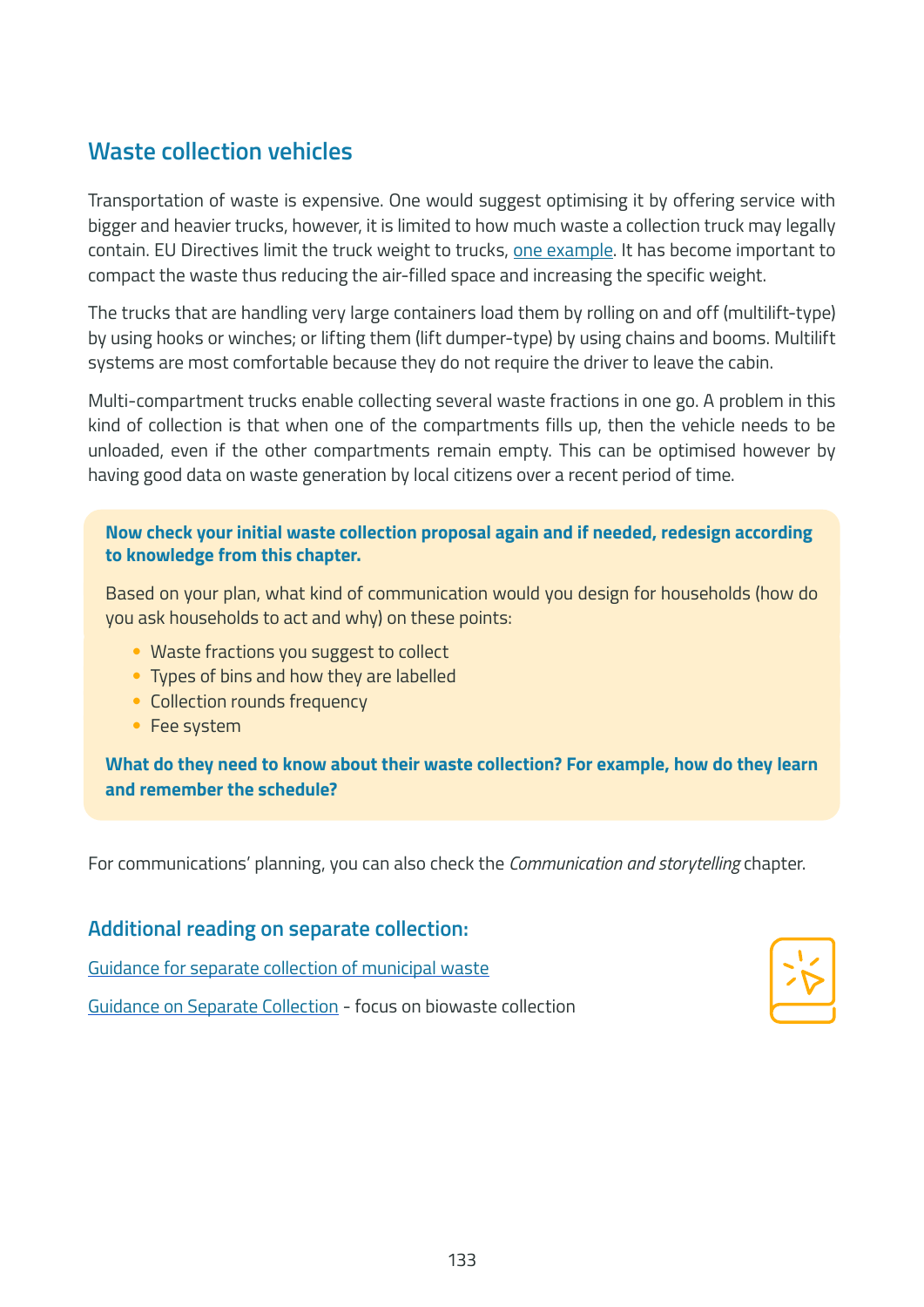## Waste collection vehicles

Transportation of waste is expensive. One would suggest optimising it by offering service with bigger and heavier trucks, however, it is limited to how much waste a collection truck may legally contain. EU Directives limit the truck weight to trucks, one example. It has become important to compact the waste thus reducing the air-filled space and increasing the specific weight.

The trucks that are handling very large containers load them by rolling on and off (multilift-type) by using hooks or winches; or lifting them (lift dumper-type) by using chains and booms. Multilift systems are most comfortable because they do not require the driver to leave the cabin.

Multi-compartment trucks enable collecting several waste fractions in one go. A problem in this kind of collection is that when one of the compartments fills up, then the vehicle needs to be unloaded, even if the other compartments remain empty. This can be optimised however by having good data on waste generation by local citizens over a recent period of time.

**Now check your initial waste collection proposal again and if needed, redesign according to knowledge from this chapter.**

Based on your plan, what kind of communication would you design for households (how do you ask households to act and why) on these points:

- Waste fractions you suggest to collect
- Types of bins and how they are labelled
- Collection rounds frequency
- Fee system

**What do they need to know about their waste collection? For example, how do they learn and remember the schedule?**

For communications' planning, you can also check the *Communication and storytelling* chapter.

### Additional reading on separate collection:

Guidance for separate collection of municipal waste

Guidance on Separate Collection - focus on biowaste collection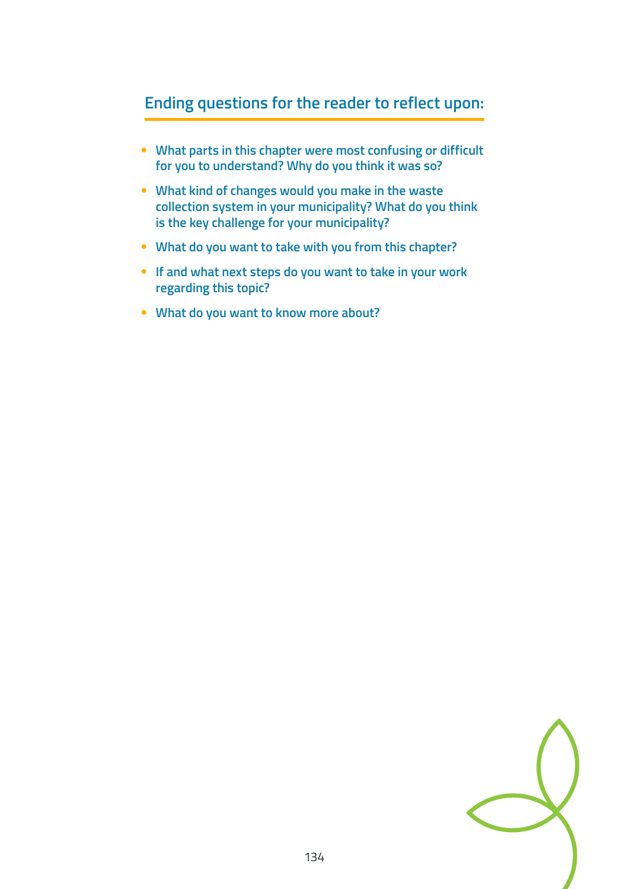## Ending questions for the reader to reflect upon:

- What parts in this chapter were most confusing or difficult for you to understand? Why do you think it was so?
- What kind of changes would you make in the waste collection system in your municipality? What do you think is the key challenge for your municipality?
- What do you want to take with you from this chapter?
- If and what next steps do you want to take in your work regarding this topic?
- What do you want to know more about?